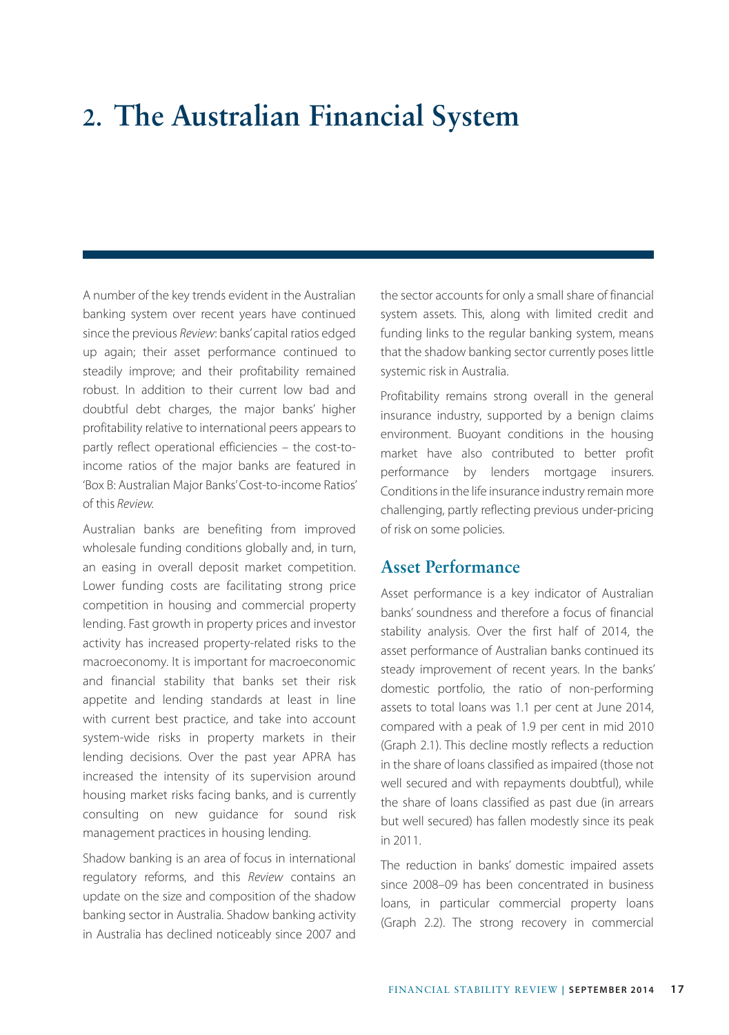# 2. The Australian Financial System

A number of the key trends evident in the Australian banking system over recent years have continued since the previous *Review*: banks' capital ratios edged up again; their asset performance continued to steadily improve; and their profitability remained robust. In addition to their current low bad and doubtful debt charges, the major banks' higher profitability relative to international peers appears to partly reflect operational efficiencies – the cost-to-income ratios of the major banks are featured in 'Box B: Australian Major Banks' Cost-to-income Ratios' of this *Review*.

Australian banks are benefiting from improved wholesale funding conditions globally and, in turn, an easing in overall deposit market competition. Lower funding costs are facilitating strong price competition in housing and commercial property lending. Fast growth in property prices and investor activity has increased property-related risks to the macroeconomy. It is important for macroeconomic and financial stability that banks set their risk appetite and lending standards at least in line with current best practice, and take into account system-wide risks in property markets in their lending decisions. Over the past year APRA has increased the intensity of its supervision around housing market risks facing banks, and is currently consulting on new guidance for sound risk management practices in housing lending.

Shadow banking is an area of focus in international regulatory reforms, and this *Review* contains an update on the size and composition of the shadow banking sector in Australia. Shadow banking activity in Australia has declined noticeably since 2007 and the sector accounts for only a small share of financial system assets. This, along with limited credit and funding links to the regular banking system, means that the shadow banking sector currently poses little systemic risk in Australia.

Profitability remains strong overall in the general insurance industry, supported by a benign claims environment. Buoyant conditions in the housing market have also contributed to better profit performance by lenders mortgage insurers. Conditions in the life insurance industry remain more challenging, partly reflecting previous under-pricing of risk on some policies.

## Asset Performance

Asset performance is a key indicator of Australian banks' soundness and therefore a focus of financial stability analysis. Over the first half of 2014, the asset performance of Australian banks continued its steady improvement of recent years. In the banks' domestic portfolio, the ratio of non-performing assets to total loans was 1.1 per cent at June 2014, compared with a peak of 1.9 per cent in mid 2010 (Graph 2.1). This decline mostly reflects a reduction in the share of loans classified as impaired (those not well secured and with repayments doubtful), while the share of loans classified as past due (in arrears but well secured) has fallen modestly since its peak in 2011.

The reduction in banks' domestic impaired assets since 2008–09 has been concentrated in business loans, in particular commercial property loans (Graph 2.2). The strong recovery in commercial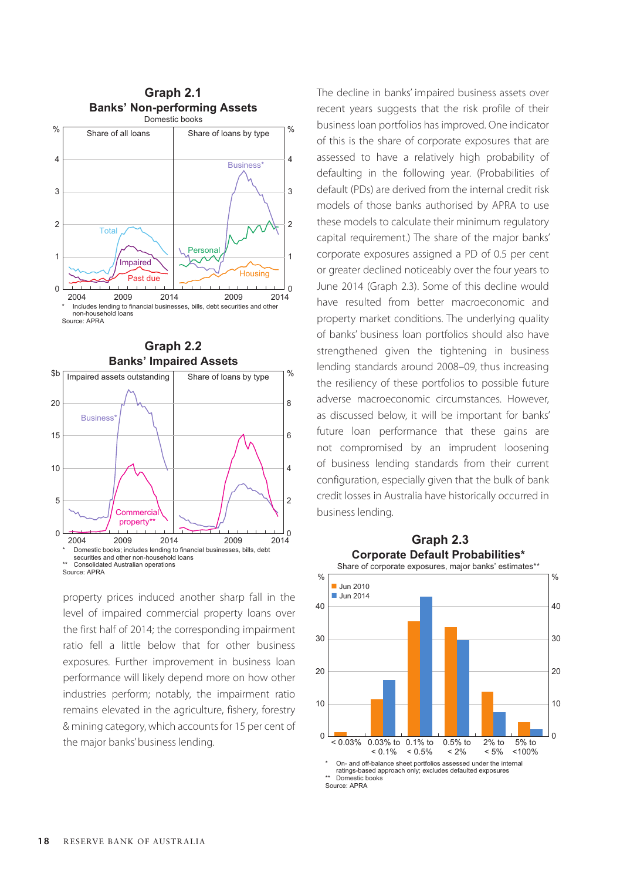### Graph 2.1
### Banks' Non-performing Assets

Domestic books

\* Includes lending to financial businesses, bills, debt securities and other non-household loans

Source: APRA

### Graph 2.2
### Banks' Impaired Assets

\* Domestic books; includes lending to financial businesses, bills, debt securities and other non-household loans

\*\* Consolidated Australian operations

Source: APRA

property prices induced another sharp fall in the level of impaired commercial property loans over the first half of 2014; the corresponding impairment ratio fell a little below that for other business exposures. Further improvement in business loan performance will likely depend more on how other industries perform; notably, the impairment ratio remains elevated in the agriculture, fishery, forestry & mining category, which accounts for 15 per cent of the major banks' business lending.

The decline in banks' impaired business assets over recent years suggests that the risk profile of their business loan portfolios has improved. One indicator of this is the share of corporate exposures that are assessed to have a relatively high probability of defaulting in the following year. (Probabilities of default (PDs) are derived from the internal credit risk models of those banks authorised by APRA to use these models to calculate their minimum regulatory capital requirement.) The share of the major banks' corporate exposures assigned a PD of 0.5 per cent or greater declined noticeably over the four years to June 2014 (Graph 2.3). Some of this decline would have resulted from better macroeconomic and property market conditions. The underlying quality of banks' business loan portfolios should also have strengthened given the tightening in business lending standards around 2008–09, thus increasing the resiliency of these portfolios to possible future adverse macroeconomic circumstances. However, as discussed below, it will be important for banks' future loan performance that these gains are not compromised by an imprudent loosening of business lending standards from their current configuration, especially given that the bulk of bank credit losses in Australia have historically occurred in business lending.

### Graph 2.3
### Corporate Default Probabilities*

Share of corporate exposures, major banks' estimates**

\* On- and off-balance sheet portfolios assessed under the internal ratings-based approach only; excludes defaulted exposures

\*\* Domestic books

Source: APRA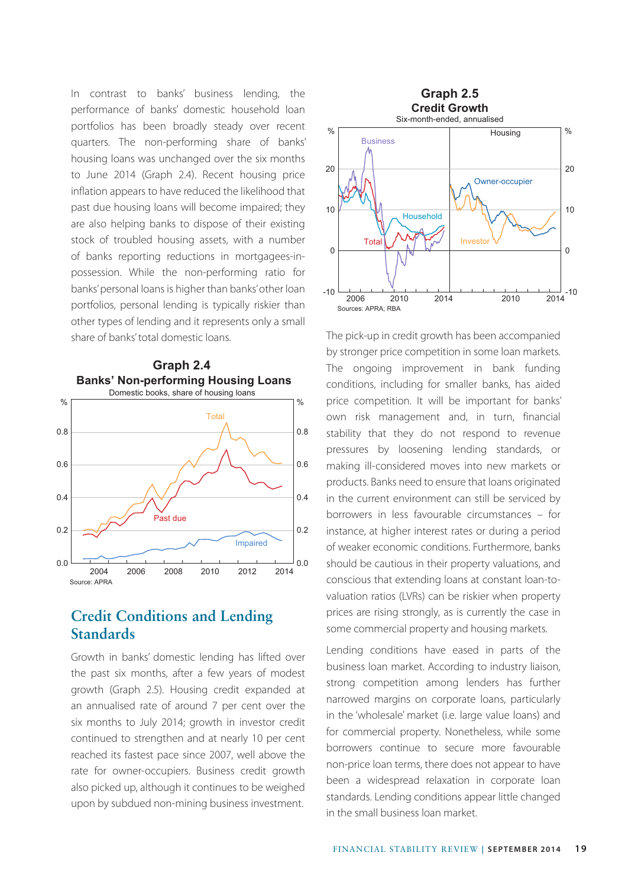In contrast to banks' business lending, the performance of banks' domestic household loan portfolios has been broadly steady over recent quarters. The non-performing share of banks' housing loans was unchanged over the six months to June 2014 (Graph 2.4). Recent housing price inflation appears to have reduced the likelihood that past due housing loans will become impaired; they are also helping banks to dispose of their existing stock of troubled housing assets, with a number of banks reporting reductions in mortgagees-in-possession. While the non-performing ratio for banks' personal loans is higher than banks' other loan portfolios, personal lending is typically riskier than other types of lending and it represents only a small share of banks' total domestic loans.

**Graph 2.4**
**Banks' Non-performing Housing Loans**
Domestic books, share of housing loans

Source: APRA

## Credit Conditions and Lending Standards

Growth in banks' domestic lending has lifted over the past six months, after a few years of modest growth (Graph 2.5). Housing credit expanded at an annualised rate of around 7 per cent over the six months to July 2014; growth in investor credit continued to strengthen and at nearly 10 per cent reached its fastest pace since 2007, well above the rate for owner-occupiers. Business credit growth also picked up, although it continues to be weighed upon by subdued non-mining business investment.

**Graph 2.5**
**Credit Growth**
Six-month-ended, annualised

Sources: APRA; RBA

The pick-up in credit growth has been accompanied by stronger price competition in some loan markets. The ongoing improvement in bank funding conditions, including for smaller banks, has aided price competition. It will be important for banks' own risk management and, in turn, financial stability that they do not respond to revenue pressures by loosening lending standards, or making ill-considered moves into new markets or products. Banks need to ensure that loans originated in the current environment can still be serviced by borrowers in less favourable circumstances – for instance, at higher interest rates or during a period of weaker economic conditions. Furthermore, banks should be cautious in their property valuations, and conscious that extending loans at constant loan-to-valuation ratios (LVRs) can be riskier when property prices are rising strongly, as is currently the case in some commercial property and housing markets.

Lending conditions have eased in parts of the business loan market. According to industry liaison, strong competition among lenders has further narrowed margins on corporate loans, particularly in the 'wholesale' market (i.e. large value loans) and for commercial property. Nonetheless, while some borrowers continue to secure more favourable non-price loan terms, there does not appear to have been a widespread relaxation in corporate loan standards. Lending conditions appear little changed in the small business loan market.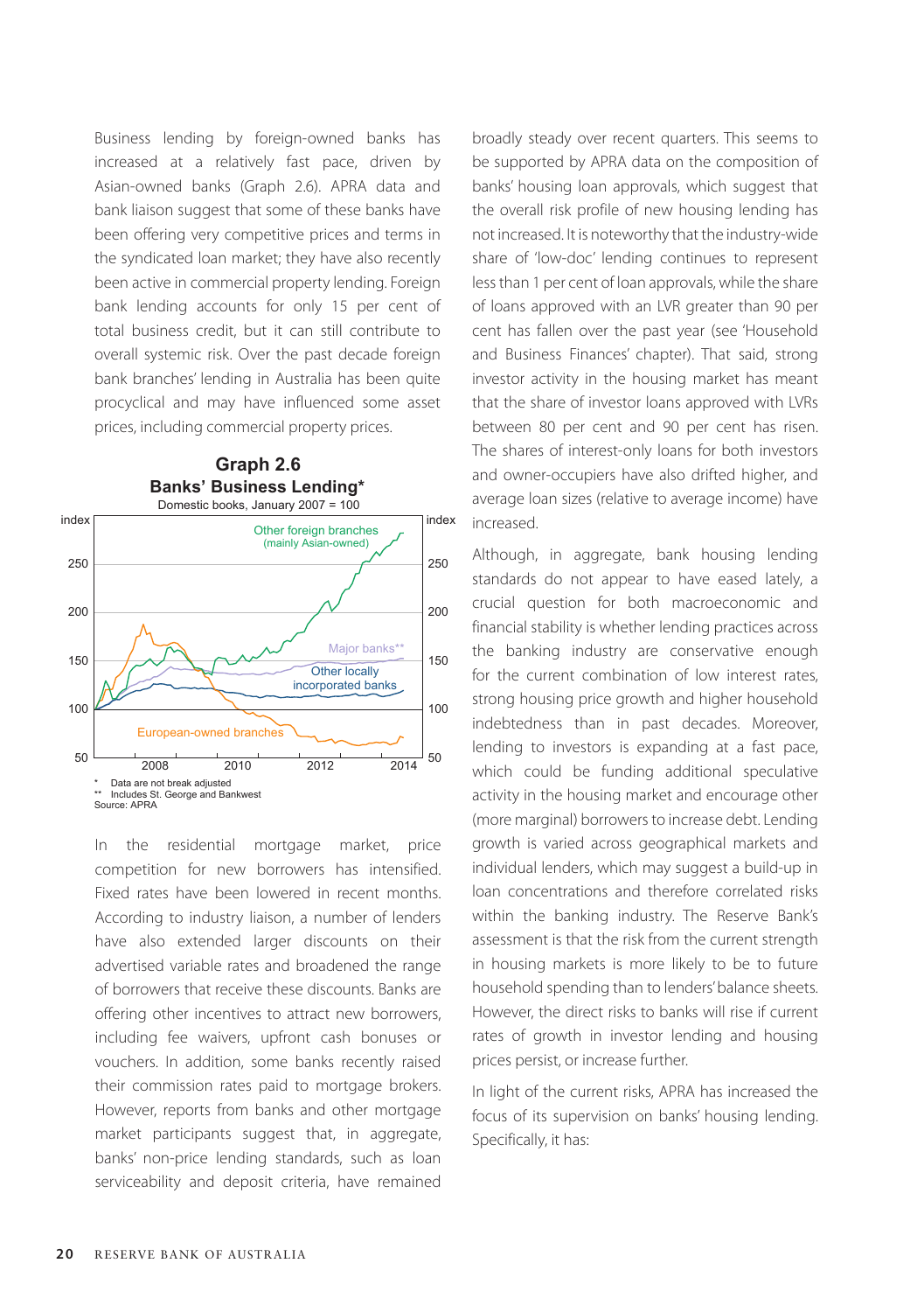Business lending by foreign-owned banks has increased at a relatively fast pace, driven by Asian-owned banks (Graph 2.6). APRA data and bank liaison suggest that some of these banks have been offering very competitive prices and terms in the syndicated loan market; they have also recently been active in commercial property lending. Foreign bank lending accounts for only 15 per cent of total business credit, but it can still contribute to overall systemic risk. Over the past decade foreign bank branches' lending in Australia has been quite procyclical and may have influenced some asset prices, including commercial property prices.

**Graph 2.6**
**Banks' Business Lending***
Domestic books, January 2007 = 100

\* Data are not break adjusted
\*\* Includes St. George and Bankwest
Source: APRA

In the residential mortgage market, price competition for new borrowers has intensified. Fixed rates have been lowered in recent months. According to industry liaison, a number of lenders have also extended larger discounts on their advertised variable rates and broadened the range of borrowers that receive these discounts. Banks are offering other incentives to attract new borrowers, including fee waivers, upfront cash bonuses or vouchers. In addition, some banks recently raised their commission rates paid to mortgage brokers. However, reports from banks and other mortgage market participants suggest that, in aggregate, banks' non-price lending standards, such as loan serviceability and deposit criteria, have remained broadly steady over recent quarters. This seems to be supported by APRA data on the composition of banks' housing loan approvals, which suggest that the overall risk profile of new housing lending has not increased. It is noteworthy that the industry-wide share of 'low-doc' lending continues to represent less than 1 per cent of loan approvals, while the share of loans approved with an LVR greater than 90 per cent has fallen over the past year (see 'Household and Business Finances' chapter). That said, strong investor activity in the housing market has meant that the share of investor loans approved with LVRs between 80 per cent and 90 per cent has risen. The shares of interest-only loans for both investors and owner-occupiers have also drifted higher, and average loan sizes (relative to average income) have increased.

Although, in aggregate, bank housing lending standards do not appear to have eased lately, a crucial question for both macroeconomic and financial stability is whether lending practices across the banking industry are conservative enough for the current combination of low interest rates, strong housing price growth and higher household indebtedness than in past decades. Moreover, lending to investors is expanding at a fast pace, which could be funding additional speculative activity in the housing market and encourage other (more marginal) borrowers to increase debt. Lending growth is varied across geographical markets and individual lenders, which may suggest a build-up in loan concentrations and therefore correlated risks within the banking industry. The Reserve Bank's assessment is that the risk from the current strength in housing markets is more likely to be to future household spending than to lenders' balance sheets. However, the direct risks to banks will rise if current rates of growth in investor lending and housing prices persist, or increase further.

In light of the current risks, APRA has increased the focus of its supervision on banks' housing lending. Specifically, it has: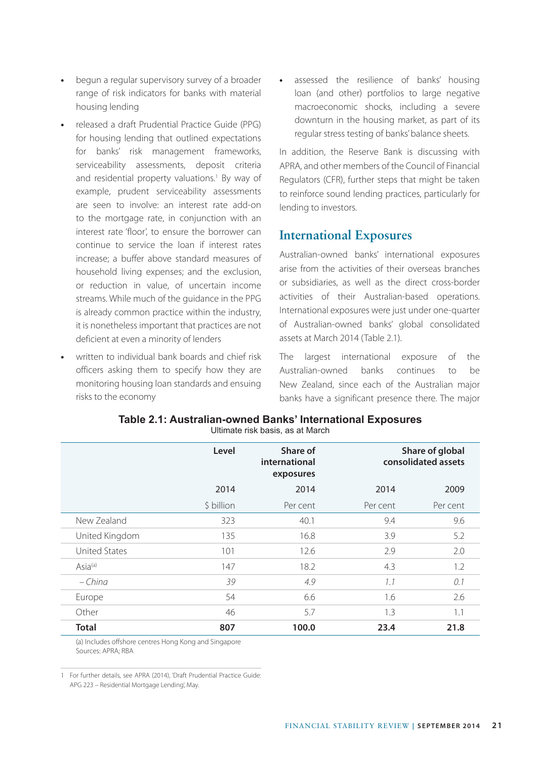- begun a regular supervisory survey of a broader range of risk indicators for banks with material housing lending
- released a draft Prudential Practice Guide (PPG) for housing lending that outlined expectations for banks' risk management frameworks, serviceability assessments, deposit criteria and residential property valuations.[1] By way of example, prudent serviceability assessments are seen to involve: an interest rate add-on to the mortgage rate, in conjunction with an interest rate 'floor', to ensure the borrower can continue to service the loan if interest rates increase; a buffer above standard measures of household living expenses; and the exclusion, or reduction in value, of uncertain income streams. While much of the guidance in the PPG is already common practice within the industry, it is nonetheless important that practices are not deficient at even a minority of lenders
- written to individual bank boards and chief risk officers asking them to specify how they are monitoring housing loan standards and ensuing risks to the economy
- assessed the resilience of banks' housing loan (and other) portfolios to large negative macroeconomic shocks, including a severe downturn in the housing market, as part of its regular stress testing of banks' balance sheets.

In addition, the Reserve Bank is discussing with APRA, and other members of the Council of Financial Regulators (CFR), further steps that might be taken to reinforce sound lending practices, particularly for lending to investors.

## International Exposures

Australian-owned banks' international exposures arise from the activities of their overseas branches or subsidiaries, as well as the direct cross-border activities of their Australian-based operations. International exposures were just under one-quarter of Australian-owned banks' global consolidated assets at March 2014 (Table 2.1).

The largest international exposure of the Australian-owned banks continues to be New Zealand, since each of the Australian major banks have a significant presence there. The major

**Table 2.1: Australian-owned Banks' International Exposures**
Ultimate risk basis, as at March

| | Level | Share of international exposures | Share of global consolidated assets | |
|---|---|---|---|---|
| | 2014 | 2014 | 2014 | 2009 |
| | $ billion | Per cent | Per cent | Per cent |
| New Zealand | 323 | 40.1 | 9.4 | 9.6 |
| United Kingdom | 135 | 16.8 | 3.9 | 5.2 |
| United States | 101 | 12.6 | 2.9 | 2.0 |
| Asia[(a)] | 147 | 18.2 | 4.3 | 1.2 |
| *– China* | *39* | *4.9* | *1.1* | *0.1* |
| Europe | 54 | 6.6 | 1.6 | 2.6 |
| Other | 46 | 5.7 | 1.3 | 1.1 |
| **Total** | **807** | **100.0** | **23.4** | **21.8** |

(a) Includes offshore centres Hong Kong and Singapore
Sources: APRA; RBA

1 For further details, see APRA (2014), 'Draft Prudential Practice Guide: APG 223 – Residential Mortgage Lending', May.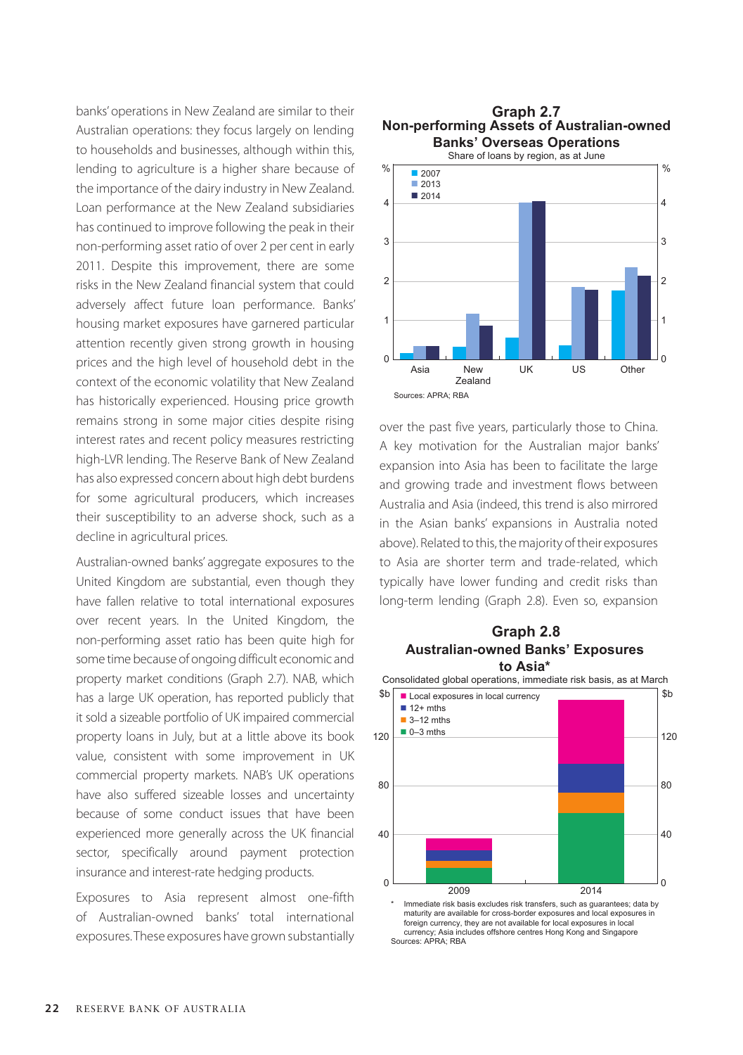banks' operations in New Zealand are similar to their Australian operations: they focus largely on lending to households and businesses, although within this, lending to agriculture is a higher share because of the importance of the dairy industry in New Zealand. Loan performance at the New Zealand subsidiaries has continued to improve following the peak in their non-performing asset ratio of over 2 per cent in early 2011. Despite this improvement, there are some risks in the New Zealand financial system that could adversely affect future loan performance. Banks' housing market exposures have garnered particular attention recently given strong growth in housing prices and the high level of household debt in the context of the economic volatility that New Zealand has historically experienced. Housing price growth remains strong in some major cities despite rising interest rates and recent policy measures restricting high-LVR lending. The Reserve Bank of New Zealand has also expressed concern about high debt burdens for some agricultural producers, which increases their susceptibility to an adverse shock, such as a decline in agricultural prices.

Australian-owned banks' aggregate exposures to the United Kingdom are substantial, even though they have fallen relative to total international exposures over recent years. In the United Kingdom, the non-performing asset ratio has been quite high for some time because of ongoing difficult economic and property market conditions (Graph 2.7). NAB, which has a large UK operation, has reported publicly that it sold a sizeable portfolio of UK impaired commercial property loans in July, but at a little above its book value, consistent with some improvement in UK commercial property markets. NAB's UK operations have also suffered sizeable losses and uncertainty because of some conduct issues that have been experienced more generally across the UK financial sector, specifically around payment protection insurance and interest-rate hedging products.

Exposures to Asia represent almost one-fifth of Australian-owned banks' total international exposures. These exposures have grown substantially over the past five years, particularly those to China. A key motivation for the Australian major banks' expansion into Asia has been to facilitate the large and growing trade and investment flows between Australia and Asia (indeed, this trend is also mirrored in the Asian banks' expansions in Australia noted above). Related to this, the majority of their exposures to Asia are shorter term and trade-related, which typically have lower funding and credit risks than long-term lending (Graph 2.8). Even so, expansion

**Graph 2.7**
**Non-performing Assets of Australian-owned Banks' Overseas Operations**
Share of loans by region, as at June

Sources: APRA; RBA

**Graph 2.8**
**Australian-owned Banks' Exposures to Asia***
Consolidated global operations, immediate risk basis, as at March

\* Immediate risk basis excludes risk transfers, such as guarantees; data by maturity are available for cross-border exposures and local exposures in foreign currency, they are not available for local exposures in local currency; Asia includes offshore centres Hong Kong and Singapore

Sources: APRA; RBA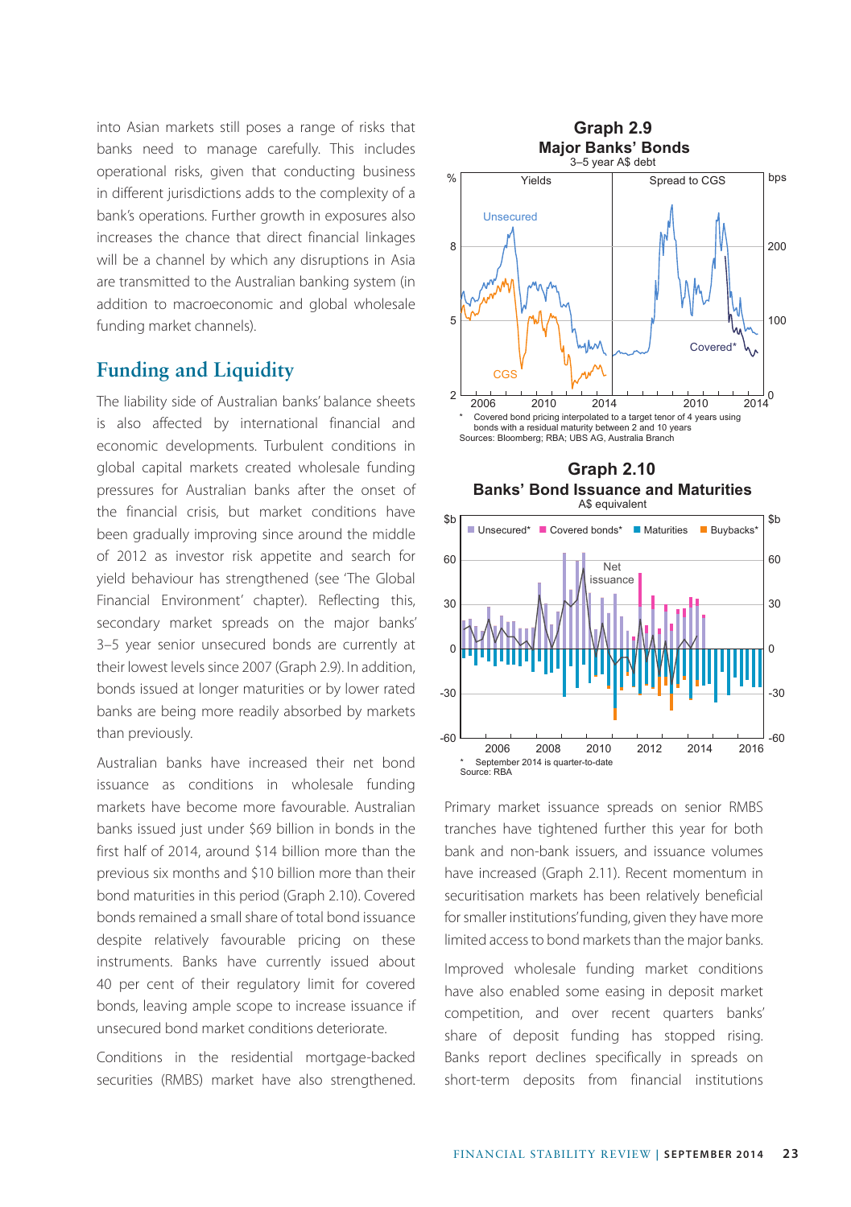into Asian markets still poses a range of risks that banks need to manage carefully. This includes operational risks, given that conducting business in different jurisdictions adds to the complexity of a bank's operations. Further growth in exposures also increases the chance that direct financial linkages will be a channel by which any disruptions in Asia are transmitted to the Australian banking system (in addition to macroeconomic and global wholesale funding market channels).

## Funding and Liquidity

The liability side of Australian banks' balance sheets is also affected by international financial and economic developments. Turbulent conditions in global capital markets created wholesale funding pressures for Australian banks after the onset of the financial crisis, but market conditions have been gradually improving since around the middle of 2012 as investor risk appetite and search for yield behaviour has strengthened (see 'The Global Financial Environment' chapter). Reflecting this, secondary market spreads on the major banks' 3–5 year senior unsecured bonds are currently at their lowest levels since 2007 (Graph 2.9). In addition, bonds issued at longer maturities or by lower rated banks are being more readily absorbed by markets than previously.

**Graph 2.9**
**Major Banks' Bonds**
3–5 year A$ debt

\* Covered bond pricing interpolated to a target tenor of 4 years using bonds with a residual maturity between 2 and 10 years
Sources: Bloomberg; RBA; UBS AG, Australia Branch

Australian banks have increased their net bond issuance as conditions in wholesale funding markets have become more favourable. Australian banks issued just under $69 billion in bonds in the first half of 2014, around $14 billion more than the previous six months and $10 billion more than their bond maturities in this period (Graph 2.10). Covered bonds remained a small share of total bond issuance despite relatively favourable pricing on these instruments. Banks have currently issued about 40 per cent of their regulatory limit for covered bonds, leaving ample scope to increase issuance if unsecured bond market conditions deteriorate.

**Graph 2.10**
**Banks' Bond Issuance and Maturities**
A$ equivalent

\* September 2014 is quarter-to-date
Source: RBA

Conditions in the residential mortgage-backed securities (RMBS) market have also strengthened. Primary market issuance spreads on senior RMBS tranches have tightened further this year for both bank and non-bank issuers, and issuance volumes have increased (Graph 2.11). Recent momentum in securitisation markets has been relatively beneficial for smaller institutions' funding, given they have more limited access to bond markets than the major banks.

Improved wholesale funding market conditions have also enabled some easing in deposit market competition, and over recent quarters banks' share of deposit funding has stopped rising. Banks report declines specifically in spreads on short-term deposits from financial institutions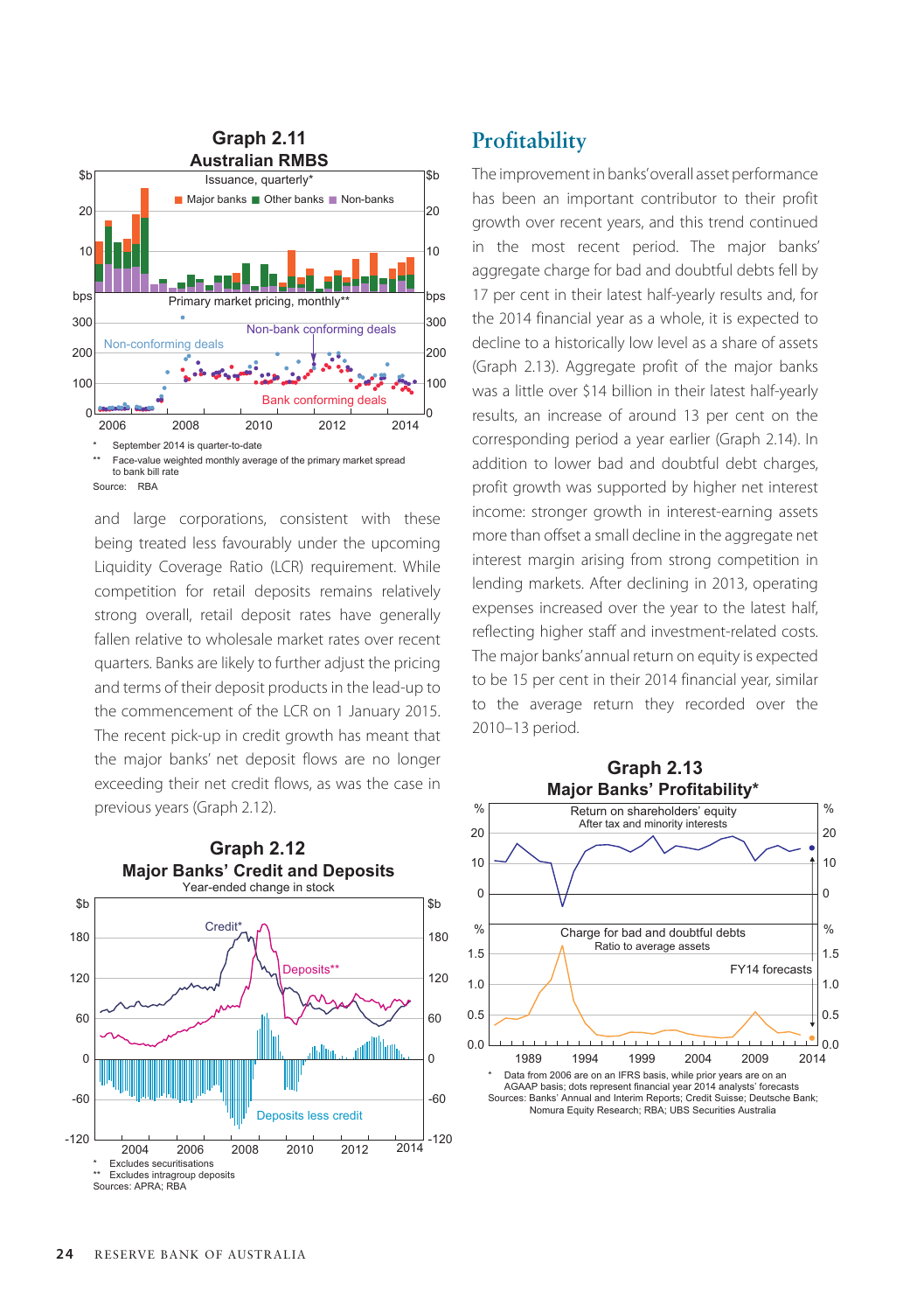**Graph 2.11**
**Australian RMBS**

\* September 2014 is quarter-to-date
\*\* Face-value weighted monthly average of the primary market spread to bank bill rate
Source: RBA

and large corporations, consistent with these being treated less favourably under the upcoming Liquidity Coverage Ratio (LCR) requirement. While competition for retail deposits remains relatively strong overall, retail deposit rates have generally fallen relative to wholesale market rates over recent quarters. Banks are likely to further adjust the pricing and terms of their deposit products in the lead-up to the commencement of the LCR on 1 January 2015. The recent pick-up in credit growth has meant that the major banks' net deposit flows are no longer exceeding their net credit flows, as was the case in previous years (Graph 2.12).

**Graph 2.12**
**Major Banks' Credit and Deposits**
Year-ended change in stock

\* Excludes securitisations
\*\* Excludes intragroup deposits
Sources: APRA; RBA

## Profitability

The improvement in banks' overall asset performance has been an important contributor to their profit growth over recent years, and this trend continued in the most recent period. The major banks' aggregate charge for bad and doubtful debts fell by 17 per cent in their latest half-yearly results and, for the 2014 financial year as a whole, it is expected to decline to a historically low level as a share of assets (Graph 2.13). Aggregate profit of the major banks was a little over $14 billion in their latest half-yearly results, an increase of around 13 per cent on the corresponding period a year earlier (Graph 2.14). In addition to lower bad and doubtful debt charges, profit growth was supported by higher net interest income: stronger growth in interest-earning assets more than offset a small decline in the aggregate net interest margin arising from strong competition in lending markets. After declining in 2013, operating expenses increased over the year to the latest half, reflecting higher staff and investment-related costs. The major banks' annual return on equity is expected to be 15 per cent in their 2014 financial year, similar to the average return they recorded over the 2010–13 period.

**Graph 2.13**
**Major Banks' Profitability***

\* Data from 2006 are on an IFRS basis, while prior years are on an AGAAP basis; dots represent financial year 2014 analysts' forecasts
Sources: Banks' Annual and Interim Reports; Credit Suisse; Deutsche Bank; Nomura Equity Research; RBA; UBS Securities Australia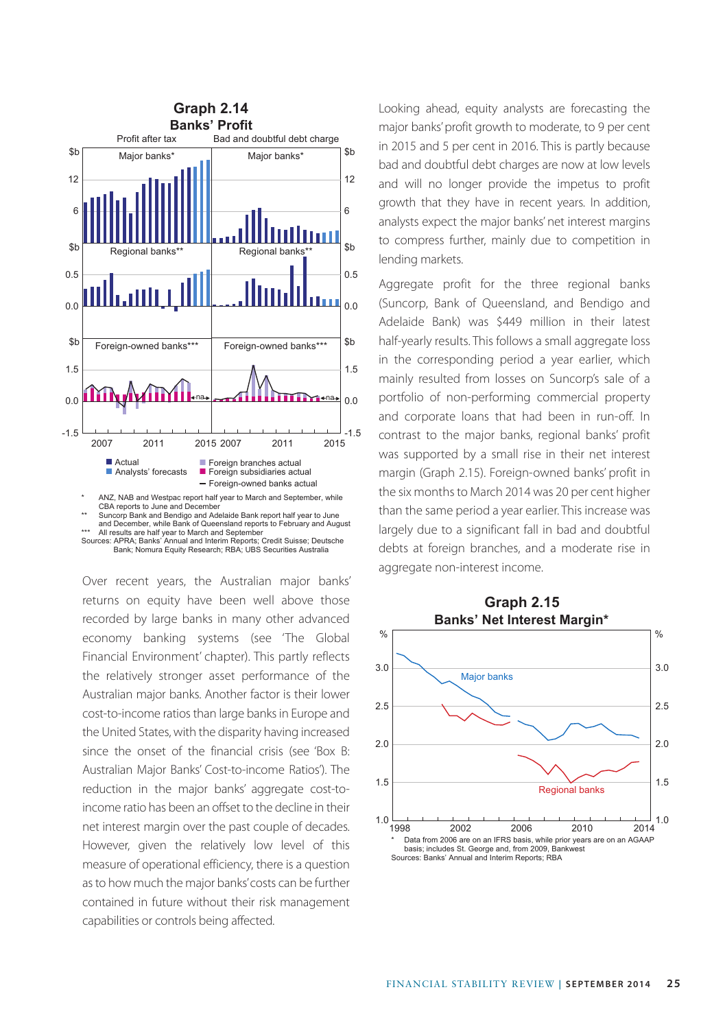**Graph 2.14**
**Banks' Profit**

\* ANZ, NAB and Westpac report half year to March and September, while CBA reports to June and December

\*\* Suncorp Bank and Bendigo and Adelaide Bank report half year to June and December, while Bank of Queensland reports to February and August

\*\*\* All results are half year to March and September

Sources: APRA; Banks' Annual and Interim Reports; Credit Suisse; Deutsche Bank; Nomura Equity Research; RBA; UBS Securities Australia

Over recent years, the Australian major banks' returns on equity have been well above those recorded by large banks in many other advanced economy banking systems (see 'The Global Financial Environment' chapter). This partly reflects the relatively stronger asset performance of the Australian major banks. Another factor is their lower cost-to-income ratios than large banks in Europe and the United States, with the disparity having increased since the onset of the financial crisis (see 'Box B: Australian Major Banks' Cost-to-income Ratios'). The reduction in the major banks' aggregate cost-to-income ratio has been an offset to the decline in their net interest margin over the past couple of decades. However, given the relatively low level of this measure of operational efficiency, there is a question as to how much the major banks' costs can be further contained in future without their risk management capabilities or controls being affected.

Looking ahead, equity analysts are forecasting the major banks' profit growth to moderate, to 9 per cent in 2015 and 5 per cent in 2016. This is partly because bad and doubtful debt charges are now at low levels and will no longer provide the impetus to profit growth that they have in recent years. In addition, analysts expect the major banks' net interest margins to compress further, mainly due to competition in lending markets.

Aggregate profit for the three regional banks (Suncorp, Bank of Queensland, and Bendigo and Adelaide Bank) was $449 million in their latest half-yearly results. This follows a small aggregate loss in the corresponding period a year earlier, which mainly resulted from losses on Suncorp's sale of a portfolio of non-performing commercial property and corporate loans that had been in run-off. In contrast to the major banks, regional banks' profit was supported by a small rise in their net interest margin (Graph 2.15). Foreign-owned banks' profit in the six months to March 2014 was 20 per cent higher than the same period a year earlier. This increase was largely due to a significant fall in bad and doubtful debts at foreign branches, and a moderate rise in aggregate non-interest income.

**Graph 2.15**
**Banks' Net Interest Margin\***

\* Data from 2006 are on an IFRS basis, while prior years are on an AGAAP basis; includes St. George and, from 2009, Bankwest

Sources: Banks' Annual and Interim Reports; RBA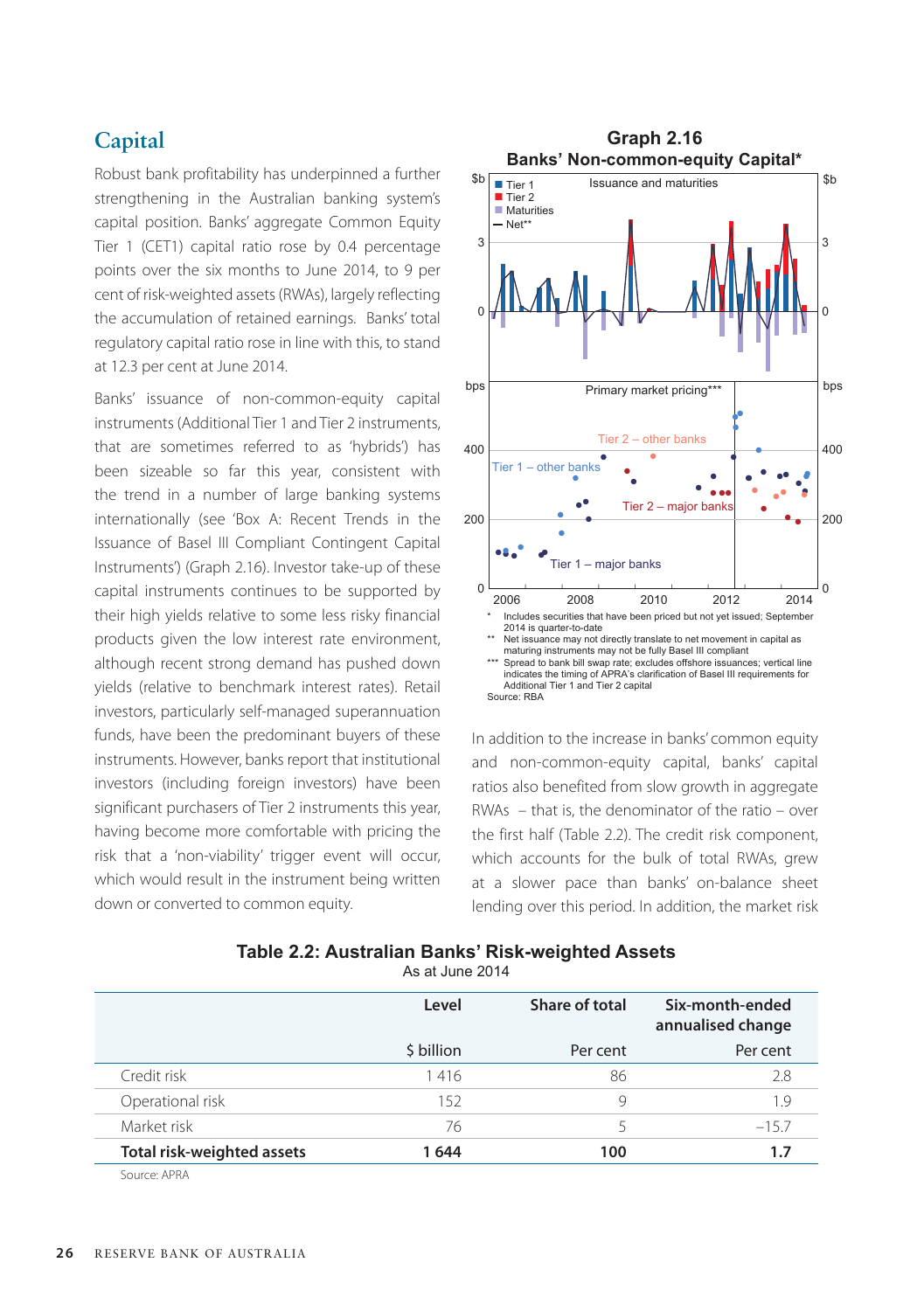## Capital

Robust bank profitability has underpinned a further strengthening in the Australian banking system's capital position. Banks' aggregate Common Equity Tier 1 (CET1) capital ratio rose by 0.4 percentage points over the six months to June 2014, to 9 per cent of risk-weighted assets (RWAs), largely reflecting the accumulation of retained earnings. Banks' total regulatory capital ratio rose in line with this, to stand at 12.3 per cent at June 2014.

Banks' issuance of non-common-equity capital instruments (Additional Tier 1 and Tier 2 instruments, that are sometimes referred to as 'hybrids') has been sizeable so far this year, consistent with the trend in a number of large banking systems internationally (see 'Box A: Recent Trends in the Issuance of Basel III Compliant Contingent Capital Instruments') (Graph 2.16). Investor take-up of these capital instruments continues to be supported by their high yields relative to some less risky financial products given the low interest rate environment, although recent strong demand has pushed down yields (relative to benchmark interest rates). Retail investors, particularly self-managed superannuation funds, have been the predominant buyers of these instruments. However, banks report that institutional investors (including foreign investors) have been significant purchasers of Tier 2 instruments this year, having become more comfortable with pricing the risk that a 'non-viability' trigger event will occur, which would result in the instrument being written down or converted to common equity.

**Graph 2.16**
**Banks' Non-common-equity Capital***

\* Includes securities that have been priced but not yet issued; September 2014 is quarter-to-date

\*\* Net issuance may not directly translate to net movement in capital as maturing instruments may not be fully Basel III compliant

\*\*\* Spread to bank bill swap rate; excludes offshore issuances; vertical line indicates the timing of APRA's clarification of Basel III requirements for Additional Tier 1 and Tier 2 capital

Source: RBA

In addition to the increase in banks' common equity and non-common-equity capital, banks' capital ratios also benefited from slow growth in aggregate RWAs – that is, the denominator of the ratio – over the first half (Table 2.2). The credit risk component, which accounts for the bulk of total RWAs, grew at a slower pace than banks' on-balance sheet lending over this period. In addition, the market risk

**Table 2.2: Australian Banks' Risk-weighted Assets**
As at June 2014

| | Level | Share of total | Six-month-ended annualised change |
|---|---|---|---|
| | $ billion | Per cent | Per cent |
| Credit risk | 1 416 | 86 | 2.8 |
| Operational risk | 152 | 9 | 1.9 |
| Market risk | 76 | 5 | –15.7 |
| **Total risk-weighted assets** | **1 644** | **100** | **1.7** |

Source: APRA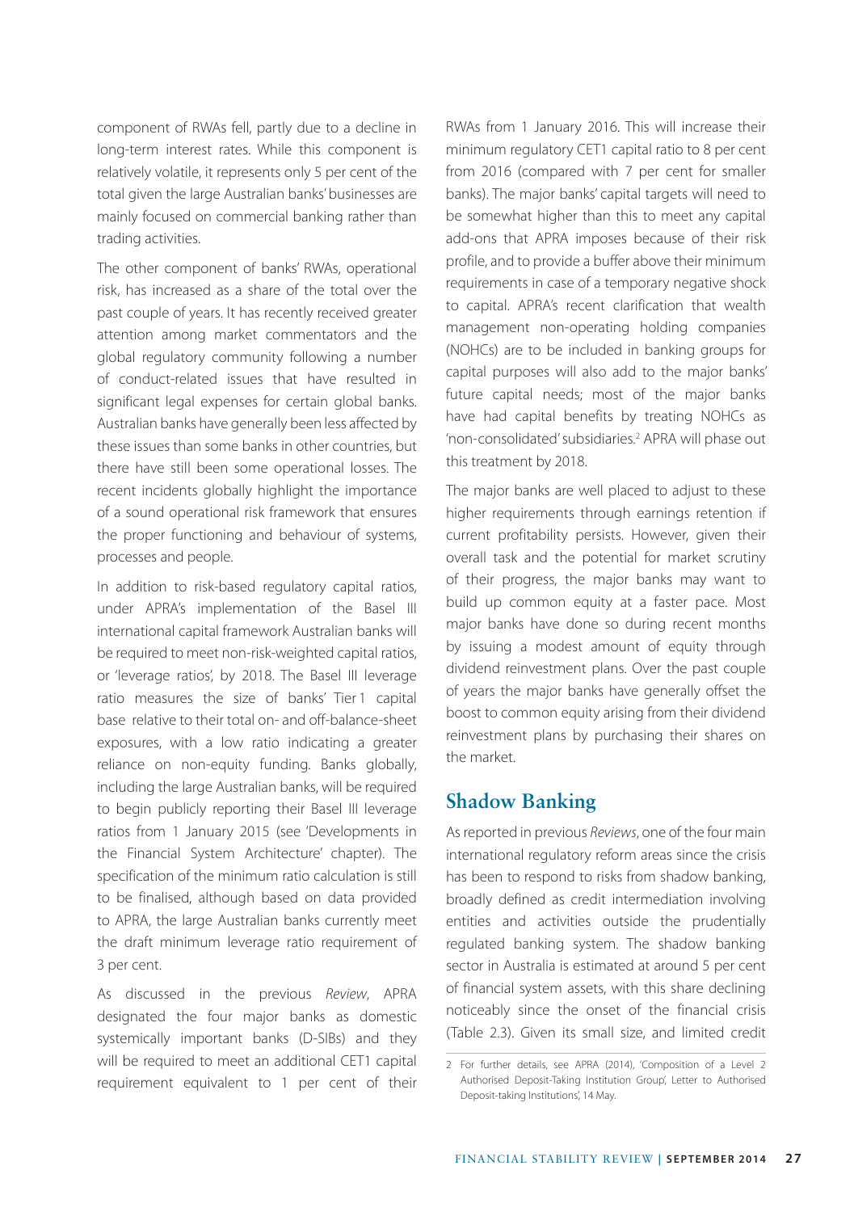component of RWAs fell, partly due to a decline in long-term interest rates. While this component is relatively volatile, it represents only 5 per cent of the total given the large Australian banks' businesses are mainly focused on commercial banking rather than trading activities.

The other component of banks' RWAs, operational risk, has increased as a share of the total over the past couple of years. It has recently received greater attention among market commentators and the global regulatory community following a number of conduct-related issues that have resulted in significant legal expenses for certain global banks. Australian banks have generally been less affected by these issues than some banks in other countries, but there have still been some operational losses. The recent incidents globally highlight the importance of a sound operational risk framework that ensures the proper functioning and behaviour of systems, processes and people.

In addition to risk-based regulatory capital ratios, under APRA's implementation of the Basel III international capital framework Australian banks will be required to meet non-risk-weighted capital ratios, or 'leverage ratios', by 2018. The Basel III leverage ratio measures the size of banks' Tier 1 capital base relative to their total on- and off-balance-sheet exposures, with a low ratio indicating a greater reliance on non-equity funding. Banks globally, including the large Australian banks, will be required to begin publicly reporting their Basel III leverage ratios from 1 January 2015 (see 'Developments in the Financial System Architecture' chapter). The specification of the minimum ratio calculation is still to be finalised, although based on data provided to APRA, the large Australian banks currently meet the draft minimum leverage ratio requirement of 3 per cent.

As discussed in the previous *Review*, APRA designated the four major banks as domestic systemically important banks (D-SIBs) and they will be required to meet an additional CET1 capital requirement equivalent to 1 per cent of their RWAs from 1 January 2016. This will increase their minimum regulatory CET1 capital ratio to 8 per cent from 2016 (compared with 7 per cent for smaller banks). The major banks' capital targets will need to be somewhat higher than this to meet any capital add-ons that APRA imposes because of their risk profile, and to provide a buffer above their minimum requirements in case of a temporary negative shock to capital. APRA's recent clarification that wealth management non-operating holding companies (NOHCs) are to be included in banking groups for capital purposes will also add to the major banks' future capital needs; most of the major banks have had capital benefits by treating NOHCs as 'non-consolidated' subsidiaries.[2] APRA will phase out this treatment by 2018.

The major banks are well placed to adjust to these higher requirements through earnings retention if current profitability persists. However, given their overall task and the potential for market scrutiny of their progress, the major banks may want to build up common equity at a faster pace. Most major banks have done so during recent months by issuing a modest amount of equity through dividend reinvestment plans. Over the past couple of years the major banks have generally offset the boost to common equity arising from their dividend reinvestment plans by purchasing their shares on the market.

## Shadow Banking

As reported in previous *Reviews*, one of the four main international regulatory reform areas since the crisis has been to respond to risks from shadow banking, broadly defined as credit intermediation involving entities and activities outside the prudentially regulated banking system. The shadow banking sector in Australia is estimated at around 5 per cent of financial system assets, with this share declining noticeably since the onset of the financial crisis (Table 2.3). Given its small size, and limited credit

2 For further details, see APRA (2014), 'Composition of a Level 2 Authorised Deposit-Taking Institution Group', Letter to Authorised Deposit-taking Institutions', 14 May.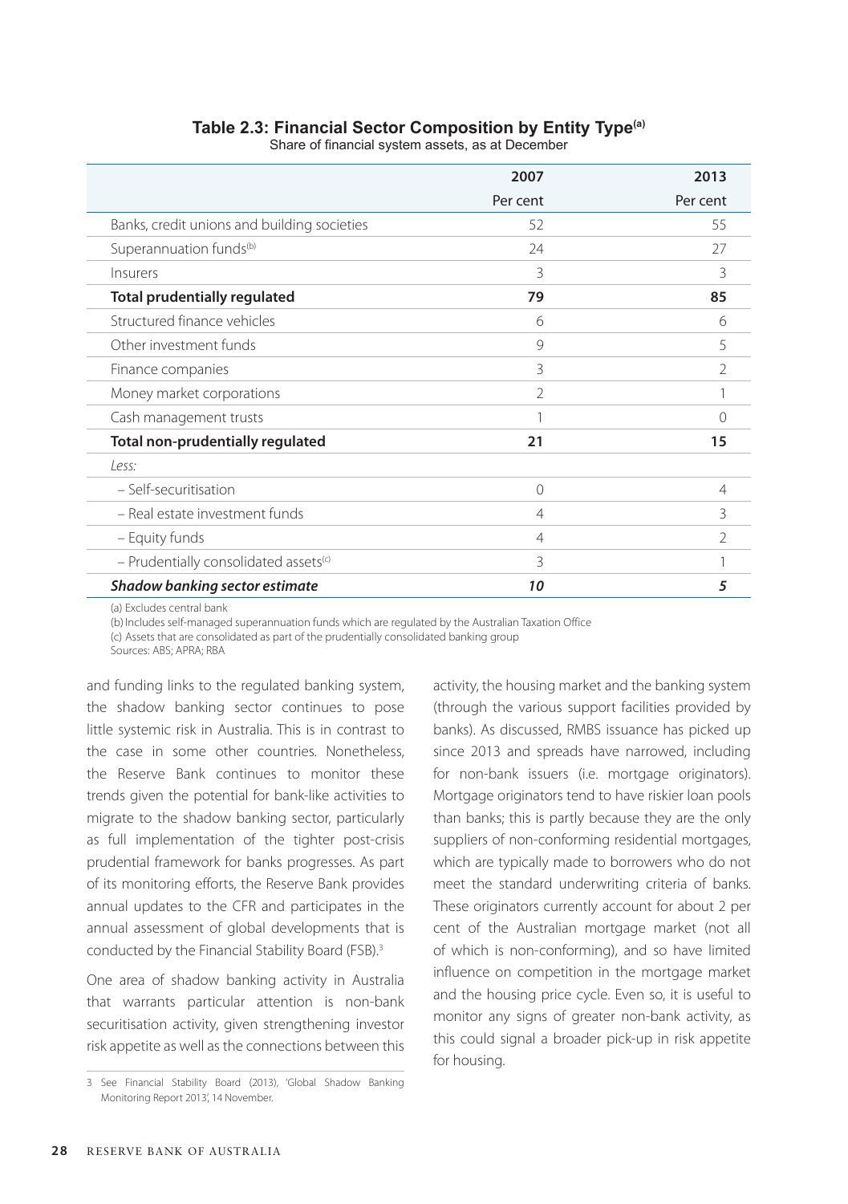**Table 2.3: Financial Sector Composition by Entity Type[(a)]**

Share of financial system assets, as at December

| | 2007 | 2013 |
|---|---|---|
| | Per cent | Per cent |
| Banks, credit unions and building societies | 52 | 55 |
| Superannuation funds[(b)] | 24 | 27 |
| Insurers | 3 | 3 |
| **Total prudentially regulated** | **79** | **85** |
| Structured finance vehicles | 6 | 6 |
| Other investment funds | 9 | 5 |
| Finance companies | 3 | 2 |
| Money market corporations | 2 | 1 |
| Cash management trusts | 1 | 0 |
| **Total non-prudentially regulated** | **21** | **15** |
| *Less:* | | |
| – Self-securitisation | 0 | 4 |
| – Real estate investment funds | 4 | 3 |
| – Equity funds | 4 | 2 |
| – Prudentially consolidated assets[(c)] | 3 | 1 |
| ***Shadow banking sector estimate*** | ***10*** | ***5*** |

(a) Excludes central bank

(b) Includes self-managed superannuation funds which are regulated by the Australian Taxation Office

(c) Assets that are consolidated as part of the prudentially consolidated banking group

Sources: ABS; APRA; RBA

and funding links to the regulated banking system, the shadow banking sector continues to pose little systemic risk in Australia. This is in contrast to the case in some other countries. Nonetheless, the Reserve Bank continues to monitor these trends given the potential for bank-like activities to migrate to the shadow banking sector, particularly as full implementation of the tighter post-crisis prudential framework for banks progresses. As part of its monitoring efforts, the Reserve Bank provides annual updates to the CFR and participates in the annual assessment of global developments that is conducted by the Financial Stability Board (FSB).[3]

One area of shadow banking activity in Australia that warrants particular attention is non-bank securitisation activity, given strengthening investor risk appetite as well as the connections between this activity, the housing market and the banking system (through the various support facilities provided by banks). As discussed, RMBS issuance has picked up since 2013 and spreads have narrowed, including for non-bank issuers (i.e. mortgage originators). Mortgage originators tend to have riskier loan pools than banks; this is partly because they are the only suppliers of non-conforming residential mortgages, which are typically made to borrowers who do not meet the standard underwriting criteria of banks. These originators currently account for about 2 per cent of the Australian mortgage market (not all of which is non-conforming), and so have limited influence on competition in the mortgage market and the housing price cycle. Even so, it is useful to monitor any signs of greater non-bank activity, as this could signal a broader pick-up in risk appetite for housing.

3 See Financial Stability Board (2013), 'Global Shadow Banking Monitoring Report 2013', 14 November.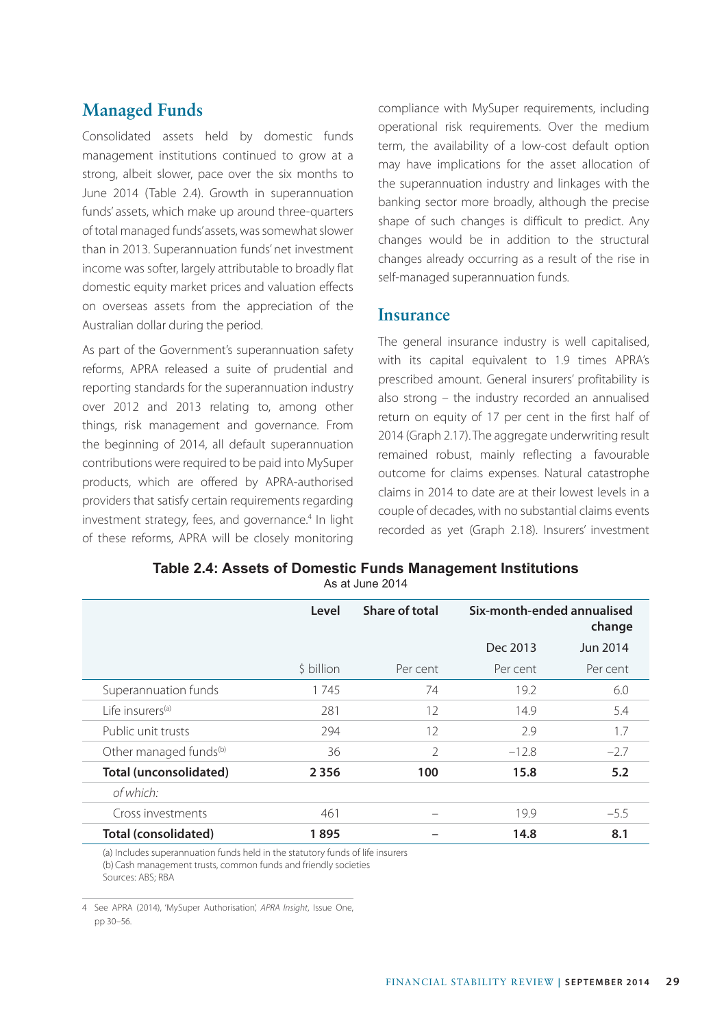## Managed Funds

Consolidated assets held by domestic funds management institutions continued to grow at a strong, albeit slower, pace over the six months to June 2014 (Table 2.4). Growth in superannuation funds' assets, which make up around three-quarters of total managed funds' assets, was somewhat slower than in 2013. Superannuation funds' net investment income was softer, largely attributable to broadly flat domestic equity market prices and valuation effects on overseas assets from the appreciation of the Australian dollar during the period.

As part of the Government's superannuation safety reforms, APRA released a suite of prudential and reporting standards for the superannuation industry over 2012 and 2013 relating to, among other things, risk management and governance. From the beginning of 2014, all default superannuation contributions were required to be paid into MySuper products, which are offered by APRA-authorised providers that satisfy certain requirements regarding investment strategy, fees, and governance.[4] In light of these reforms, APRA will be closely monitoring compliance with MySuper requirements, including operational risk requirements. Over the medium term, the availability of a low-cost default option may have implications for the asset allocation of the superannuation industry and linkages with the banking sector more broadly, although the precise shape of such changes is difficult to predict. Any changes would be in addition to the structural changes already occurring as a result of the rise in self-managed superannuation funds.

## Insurance

The general insurance industry is well capitalised, with its capital equivalent to 1.9 times APRA's prescribed amount. General insurers' profitability is also strong – the industry recorded an annualised return on equity of 17 per cent in the first half of 2014 (Graph 2.17). The aggregate underwriting result remained robust, mainly reflecting a favourable outcome for claims expenses. Natural catastrophe claims in 2014 to date are at their lowest levels in a couple of decades, with no substantial claims events recorded as yet (Graph 2.18). Insurers' investment

**Table 2.4: Assets of Domestic Funds Management Institutions**
As at June 2014

| | Level | Share of total | Six-month-ended annualised change | |
|---|---|---|---|---|
| | | | Dec 2013 | Jun 2014 |
| | $ billion | Per cent | Per cent | Per cent |
| Superannuation funds | 1 745 | 74 | 19.2 | 6.0 |
| Life insurers[(a)] | 281 | 12 | 14.9 | 5.4 |
| Public unit trusts | 294 | 12 | 2.9 | 1.7 |
| Other managed funds[(b)] | 36 | 2 | –12.8 | –2.7 |
| **Total (unconsolidated)** | **2 356** | **100** | **15.8** | **5.2** |
| *of which:* | | | | |
| Cross investments | 461 | – | 19.9 | –5.5 |
| **Total (consolidated)** | **1 895** | **–** | **14.8** | **8.1** |

(a) Includes superannuation funds held in the statutory funds of life insurers
(b) Cash management trusts, common funds and friendly societies
Sources: ABS; RBA

4 See APRA (2014), 'MySuper Authorisation', *APRA Insight*, Issue One, pp 30–56.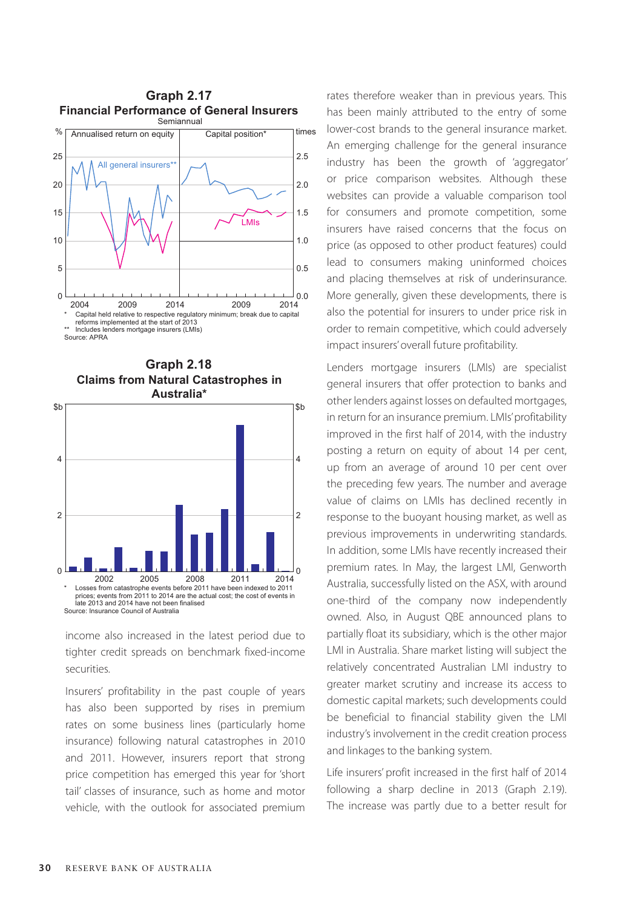### Graph 2.17
**Financial Performance of General Insurers**

Semiannual

* Capital held relative to respective regulatory minimum; break due to capital reforms implemented at the start of 2013
** Includes lenders mortgage insurers (LMIs)

Source: APRA

### Graph 2.18
**Claims from Natural Catastrophes in Australia***

* Losses from catastrophe events before 2011 have been indexed to 2011 prices; events from 2011 to 2014 are the actual cost; the cost of events in late 2013 and 2014 have not been finalised

Source: Insurance Council of Australia

income also increased in the latest period due to tighter credit spreads on benchmark fixed-income securities.

Insurers' profitability in the past couple of years has also been supported by rises in premium rates on some business lines (particularly home insurance) following natural catastrophes in 2010 and 2011. However, insurers report that strong price competition has emerged this year for 'short tail' classes of insurance, such as home and motor vehicle, with the outlook for associated premium rates therefore weaker than in previous years. This has been mainly attributed to the entry of some lower-cost brands to the general insurance market. An emerging challenge for the general insurance industry has been the growth of 'aggregator' or price comparison websites. Although these websites can provide a valuable comparison tool for consumers and promote competition, some insurers have raised concerns that the focus on price (as opposed to other product features) could lead to consumers making uninformed choices and placing themselves at risk of underinsurance. More generally, given these developments, there is also the potential for insurers to under price risk in order to remain competitive, which could adversely impact insurers' overall future profitability.

Lenders mortgage insurers (LMIs) are specialist general insurers that offer protection to banks and other lenders against losses on defaulted mortgages, in return for an insurance premium. LMIs' profitability improved in the first half of 2014, with the industry posting a return on equity of about 14 per cent, up from an average of around 10 per cent over the preceding few years. The number and average value of claims on LMIs has declined recently in response to the buoyant housing market, as well as previous improvements in underwriting standards. In addition, some LMIs have recently increased their premium rates. In May, the largest LMI, Genworth Australia, successfully listed on the ASX, with around one-third of the company now independently owned. Also, in August QBE announced plans to partially float its subsidiary, which is the other major LMI in Australia. Share market listing will subject the relatively concentrated Australian LMI industry to greater market scrutiny and increase its access to domestic capital markets; such developments could be beneficial to financial stability given the LMI industry's involvement in the credit creation process and linkages to the banking system.

Life insurers' profit increased in the first half of 2014 following a sharp decline in 2013 (Graph 2.19). The increase was partly due to a better result for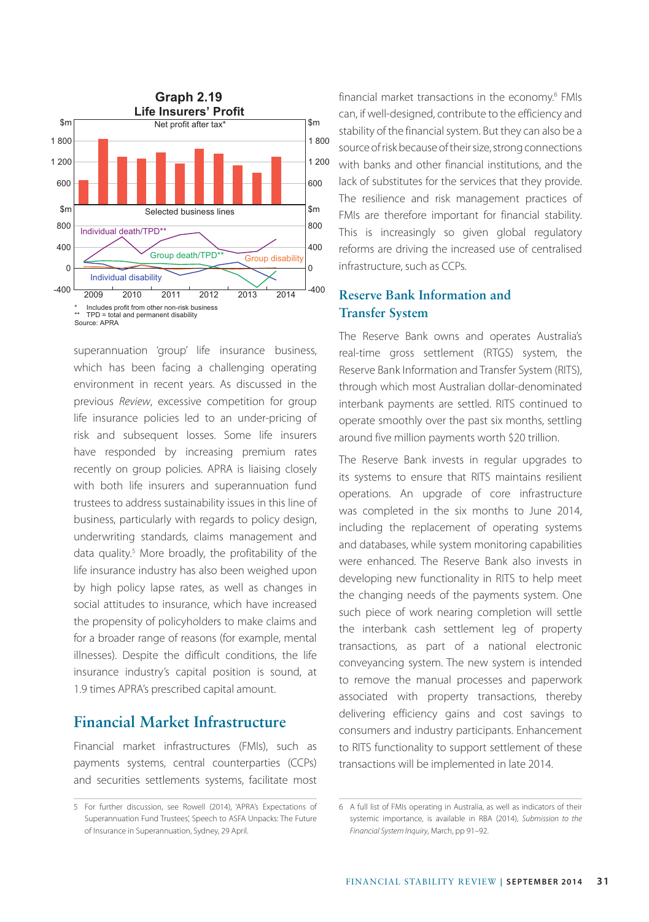**Graph 2.19**
**Life Insurers' Profit**

\* Includes profit from other non-risk business
\*\* TPD = total and permanent disability
Source: APRA

superannuation 'group' life insurance business, which has been facing a challenging operating environment in recent years. As discussed in the previous *Review*, excessive competition for group life insurance policies led to an under-pricing of risk and subsequent losses. Some life insurers have responded by increasing premium rates recently on group policies. APRA is liaising closely with both life insurers and superannuation fund trustees to address sustainability issues in this line of business, particularly with regards to policy design, underwriting standards, claims management and data quality.[5] More broadly, the profitability of the life insurance industry has also been weighed upon by high policy lapse rates, as well as changes in social attitudes to insurance, which have increased the propensity of policyholders to make claims and for a broader range of reasons (for example, mental illnesses). Despite the difficult conditions, the life insurance industry's capital position is sound, at 1.9 times APRA's prescribed capital amount.

## Financial Market Infrastructure

Financial market infrastructures (FMIs), such as payments systems, central counterparties (CCPs) and securities settlements systems, facilitate most financial market transactions in the economy.[6] FMIs can, if well-designed, contribute to the efficiency and stability of the financial system. But they can also be a source of risk because of their size, strong connections with banks and other financial institutions, and the lack of substitutes for the services that they provide. The resilience and risk management practices of FMIs are therefore important for financial stability. This is increasingly so given global regulatory reforms are driving the increased use of centralised infrastructure, such as CCPs.

### Reserve Bank Information and Transfer System

The Reserve Bank owns and operates Australia's real-time gross settlement (RTGS) system, the Reserve Bank Information and Transfer System (RITS), through which most Australian dollar-denominated interbank payments are settled. RITS continued to operate smoothly over the past six months, settling around five million payments worth $20 trillion.

The Reserve Bank invests in regular upgrades to its systems to ensure that RITS maintains resilient operations. An upgrade of core infrastructure was completed in the six months to June 2014, including the replacement of operating systems and databases, while system monitoring capabilities were enhanced. The Reserve Bank also invests in developing new functionality in RITS to help meet the changing needs of the payments system. One such piece of work nearing completion will settle the interbank cash settlement leg of property transactions, as part of a national electronic conveyancing system. The new system is intended to remove the manual processes and paperwork associated with property transactions, thereby delivering efficiency gains and cost savings to consumers and industry participants. Enhancement to RITS functionality to support settlement of these transactions will be implemented in late 2014.

5 For further discussion, see Rowell (2014), 'APRA's Expectations of Superannuation Fund Trustees', Speech to ASFA Unpacks: The Future of Insurance in Superannuation, Sydney, 29 April.

6 A full list of FMIs operating in Australia, as well as indicators of their systemic importance, is available in RBA (2014), *Submission to the Financial System Inquiry*, March, pp 91–92.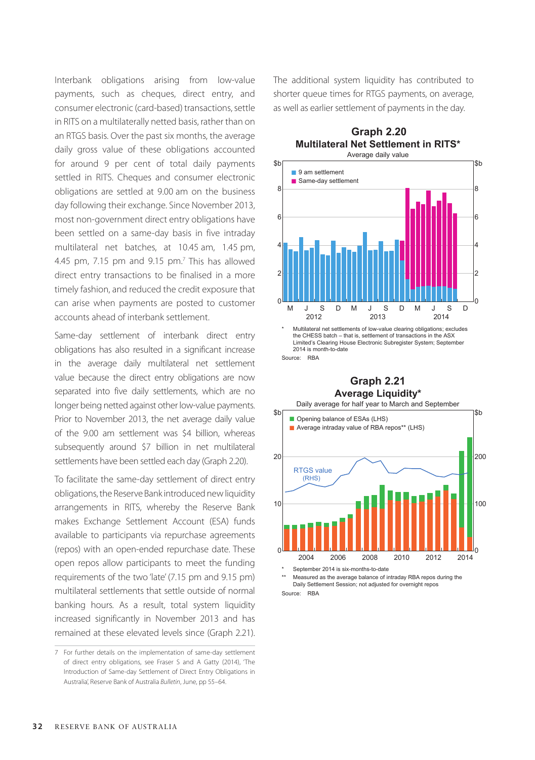Interbank obligations arising from low-value payments, such as cheques, direct entry, and consumer electronic (card-based) transactions, settle in RITS on a multilaterally netted basis, rather than on an RTGS basis. Over the past six months, the average daily gross value of these obligations accounted for around 9 per cent of total daily payments settled in RITS. Cheques and consumer electronic obligations are settled at 9.00 am on the business day following their exchange. Since November 2013, most non-government direct entry obligations have been settled on a same-day basis in five intraday multilateral net batches, at 10.45 am, 1.45 pm, 4.45 pm, 7.15 pm and 9.15 pm.[7] This has allowed direct entry transactions to be finalised in a more timely fashion, and reduced the credit exposure that can arise when payments are posted to customer accounts ahead of interbank settlement.

Same-day settlement of interbank direct entry obligations has also resulted in a significant increase in the average daily multilateral net settlement value because the direct entry obligations are now separated into five daily settlements, which are no longer being netted against other low-value payments. Prior to November 2013, the net average daily value of the 9.00 am settlement was $4 billion, whereas subsequently around $7 billion in net multilateral settlements have been settled each day (Graph 2.20).

To facilitate the same-day settlement of direct entry obligations, the Reserve Bank introduced new liquidity arrangements in RITS, whereby the Reserve Bank makes Exchange Settlement Account (ESA) funds available to participants via repurchase agreements (repos) with an open-ended repurchase date. These open repos allow participants to meet the funding requirements of the two 'late' (7.15 pm and 9.15 pm) multilateral settlements that settle outside of normal banking hours. As a result, total system liquidity increased significantly in November 2013 and has remained at these elevated levels since (Graph 2.21).

The additional system liquidity has contributed to shorter queue times for RTGS payments, on average, as well as earlier settlement of payments in the day.

**Graph 2.20**
**Multilateral Net Settlement in RITS***
Average daily value

\* Multilateral net settlements of low-value clearing obligations; excludes the CHESS batch – that is, settlement of transactions in the ASX Limited's Clearing House Electronic Subregister System; September 2014 is month-to-date

Source: RBA

**Graph 2.21**
**Average Liquidity***
Daily average for half year to March and September

\* September 2014 is six-months-to-date

\*\* Measured as the average balance of intraday RBA repos during the Daily Settlement Session; not adjusted for overnight repos

Source: RBA

7 For further details on the implementation of same-day settlement of direct entry obligations, see Fraser S and A Gatty (2014), 'The Introduction of Same-day Settlement of Direct Entry Obligations in Australia', Reserve Bank of Australia *Bulletin*, June, pp 55–64.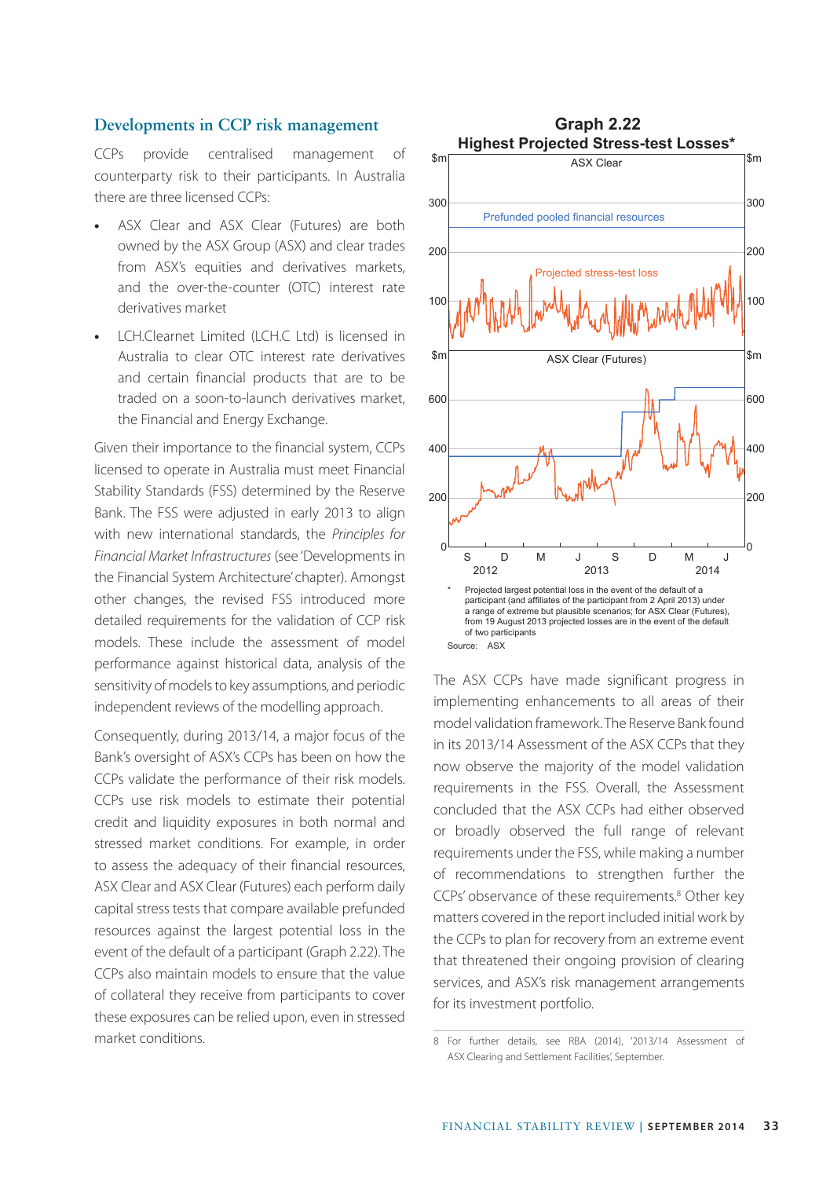## Developments in CCP risk management

CCPs provide centralised management of counterparty risk to their participants. In Australia there are three licensed CCPs:

- ASX Clear and ASX Clear (Futures) are both owned by the ASX Group (ASX) and clear trades from ASX's equities and derivatives markets, and the over-the-counter (OTC) interest rate derivatives market
- LCH.Clearnet Limited (LCH.C Ltd) is licensed in Australia to clear OTC interest rate derivatives and certain financial products that are to be traded on a soon-to-launch derivatives market, the Financial and Energy Exchange.

Given their importance to the financial system, CCPs licensed to operate in Australia must meet Financial Stability Standards (FSS) determined by the Reserve Bank. The FSS were adjusted in early 2013 to align with new international standards, the *Principles for Financial Market Infrastructures* (see 'Developments in the Financial System Architecture' chapter). Amongst other changes, the revised FSS introduced more detailed requirements for the validation of CCP risk models. These include the assessment of model performance against historical data, analysis of the sensitivity of models to key assumptions, and periodic independent reviews of the modelling approach.

Consequently, during 2013/14, a major focus of the Bank's oversight of ASX's CCPs has been on how the CCPs validate the performance of their risk models. CCPs use risk models to estimate their potential credit and liquidity exposures in both normal and stressed market conditions. For example, in order to assess the adequacy of their financial resources, ASX Clear and ASX Clear (Futures) each perform daily capital stress tests that compare available prefunded resources against the largest potential loss in the event of the default of a participant (Graph 2.22). The CCPs also maintain models to ensure that the value of collateral they receive from participants to cover these exposures can be relied upon, even in stressed market conditions.

**Graph 2.22**
**Highest Projected Stress-test Losses***

\* Projected largest potential loss in the event of the default of a participant (and affiliates of the participant from 2 April 2013) under a range of extreme but plausible scenarios; for ASX Clear (Futures), from 19 August 2013 projected losses are in the event of the default of two participants

Source: ASX

The ASX CCPs have made significant progress in implementing enhancements to all areas of their model validation framework. The Reserve Bank found in its 2013/14 Assessment of the ASX CCPs that they now observe the majority of the model validation requirements in the FSS. Overall, the Assessment concluded that the ASX CCPs had either observed or broadly observed the full range of relevant requirements under the FSS, while making a number of recommendations to strengthen further the CCPs' observance of these requirements.[8] Other key matters covered in the report included initial work by the CCPs to plan for recovery from an extreme event that threatened their ongoing provision of clearing services, and ASX's risk management arrangements for its investment portfolio.

8 For further details, see RBA (2014), '2013/14 Assessment of ASX Clearing and Settlement Facilities', September.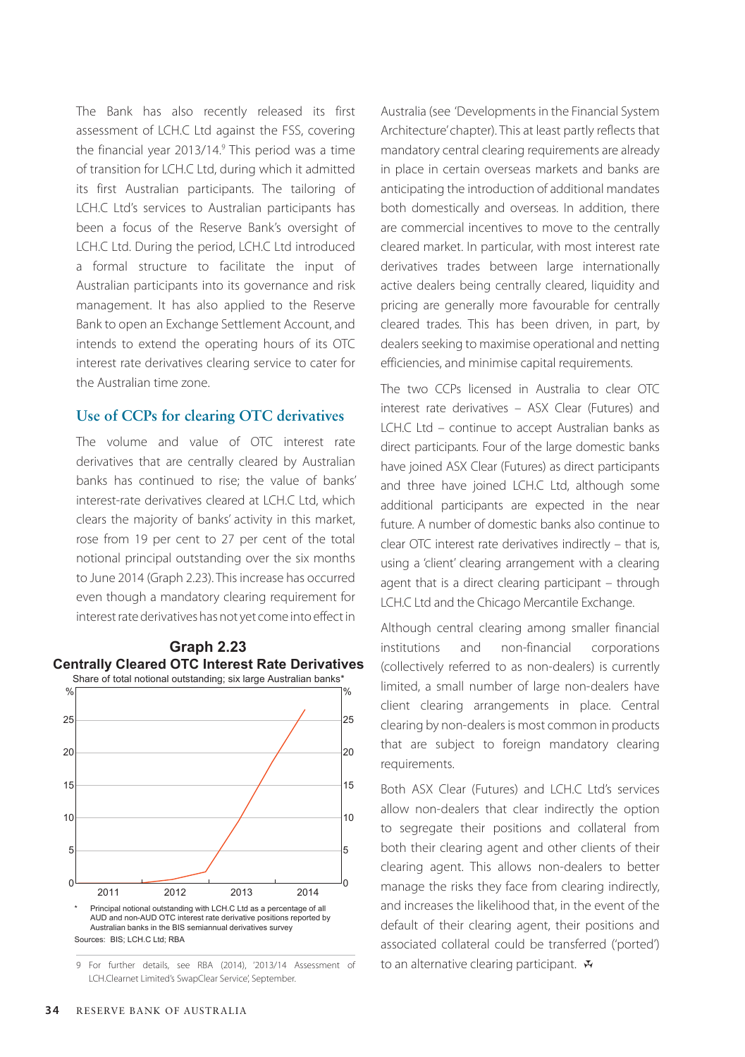The Bank has also recently released its first assessment of LCH.C Ltd against the FSS, covering the financial year 2013/14.[9] This period was a time of transition for LCH.C Ltd, during which it admitted its first Australian participants. The tailoring of LCH.C Ltd's services to Australian participants has been a focus of the Reserve Bank's oversight of LCH.C Ltd. During the period, LCH.C Ltd introduced a formal structure to facilitate the input of Australian participants into its governance and risk management. It has also applied to the Reserve Bank to open an Exchange Settlement Account, and intends to extend the operating hours of its OTC interest rate derivatives clearing service to cater for the Australian time zone.

## Use of CCPs for clearing OTC derivatives

The volume and value of OTC interest rate derivatives that are centrally cleared by Australian banks has continued to rise; the value of banks' interest-rate derivatives cleared at LCH.C Ltd, which clears the majority of banks' activity in this market, rose from 19 per cent to 27 per cent of the total notional principal outstanding over the six months to June 2014 (Graph 2.23). This increase has occurred even though a mandatory clearing requirement for interest rate derivatives has not yet come into effect in Australia (see 'Developments in the Financial System Architecture' chapter). This at least partly reflects that mandatory central clearing requirements are already in place in certain overseas markets and banks are anticipating the introduction of additional mandates both domestically and overseas. In addition, there are commercial incentives to move to the centrally cleared market. In particular, with most interest rate derivatives trades between large internationally active dealers being centrally cleared, liquidity and pricing are generally more favourable for centrally cleared trades. This has been driven, in part, by dealers seeking to maximise operational and netting efficiencies, and minimise capital requirements.

**Graph 2.23**
**Centrally Cleared OTC Interest Rate Derivatives**
Share of total notional outstanding; six large Australian banks*

%
25
20
15
10
5
0
2011
2012
2013
2014

\* Principal notional outstanding with LCH.C Ltd as a percentage of all AUD and non-AUD OTC interest rate derivative positions reported by Australian banks in the BIS semiannual derivatives survey

Sources: BIS; LCH.C Ltd; RBA

The two CCPs licensed in Australia to clear OTC interest rate derivatives – ASX Clear (Futures) and LCH.C Ltd – continue to accept Australian banks as direct participants. Four of the large domestic banks have joined ASX Clear (Futures) as direct participants and three have joined LCH.C Ltd, although some additional participants are expected in the near future. A number of domestic banks also continue to clear OTC interest rate derivatives indirectly – that is, using a 'client' clearing arrangement with a clearing agent that is a direct clearing participant – through LCH.C Ltd and the Chicago Mercantile Exchange.

Although central clearing among smaller financial institutions and non-financial corporations (collectively referred to as non-dealers) is currently limited, a small number of large non-dealers have client clearing arrangements in place. Central clearing by non-dealers is most common in products that are subject to foreign mandatory clearing requirements.

Both ASX Clear (Futures) and LCH.C Ltd's services allow non-dealers that clear indirectly the option to segregate their positions and collateral from both their clearing agent and other clients of their clearing agent. This allows non-dealers to better manage the risks they face from clearing indirectly, and increases the likelihood that, in the event of the default of their clearing agent, their positions and associated collateral could be transferred ('ported') to an alternative clearing participant.

9 For further details, see RBA (2014), '2013/14 Assessment of LCH.Clearnet Limited's SwapClear Service', September.